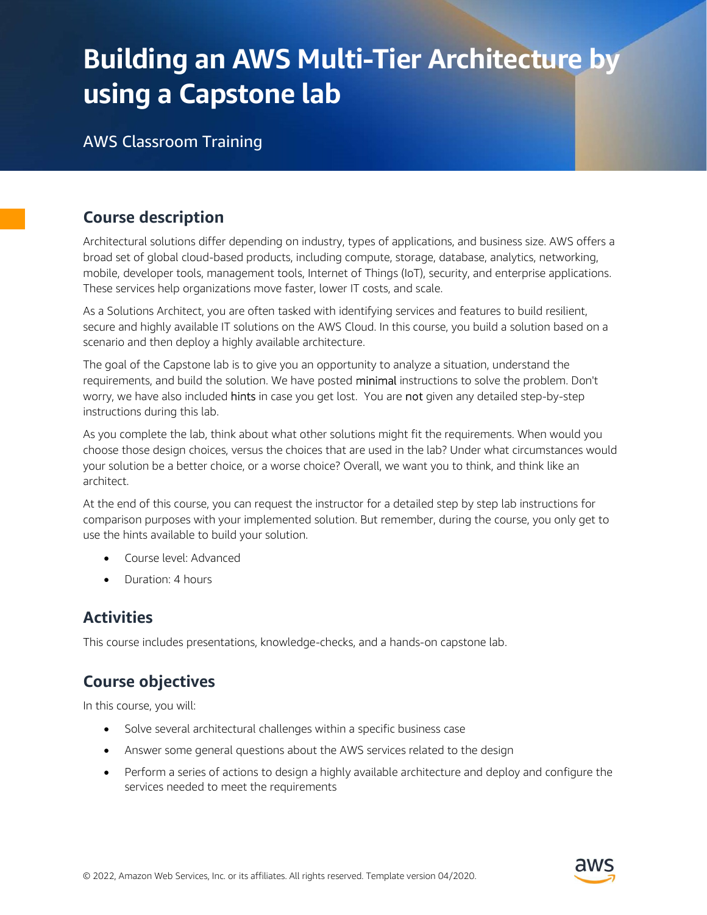# Building an AWS Multi-Tier Architecture by using a Capstone lab

AWS Classroom Training

## Course description

Architectural solutions differ depending on industry, types of applications, and business size. AWS offers a broad set of global cloud-based products, including compute, storage, database, analytics, networking, mobile, developer tools, management tools, Internet of Things (IoT), security, and enterprise applications. These services help organizations move faster, lower IT costs, and scale.

As a Solutions Architect, you are often tasked with identifying services and features to build resilient, secure and highly available IT solutions on the AWS Cloud. In this course, you build a solution based on a scenario and then deploy a highly available architecture.

The goal of the Capstone lab is to give you an opportunity to analyze a situation, understand the requirements, and build the solution. We have posted minimal instructions to solve the problem. Don't worry, we have also included hints in case you get lost. You are not given any detailed step-by-step instructions during this lab.

As you complete the lab, think about what other solutions might fit the requirements. When would you choose those design choices, versus the choices that are used in the lab? Under what circumstances would your solution be a better choice, or a worse choice? Overall, we want you to think, and think like an architect.

At the end of this course, you can request the instructor for a detailed step by step lab instructions for comparison purposes with your implemented solution. But remember, during the course, you only get to use the hints available to build your solution.

- Course level: Advanced
- Duration: 4 hours

## Activities

This course includes presentations, knowledge-checks, and a hands-on capstone lab.

## Course objectives

In this course, you will:

- Solve several architectural challenges within a specific business case
- Answer some general questions about the AWS services related to the design
- Perform a series of actions to design a highly available architecture and deploy and configure the services needed to meet the requirements

© 2022, Amazon Web Services, Inc. or its affiliates. All rights reserved. Template version 04/2020.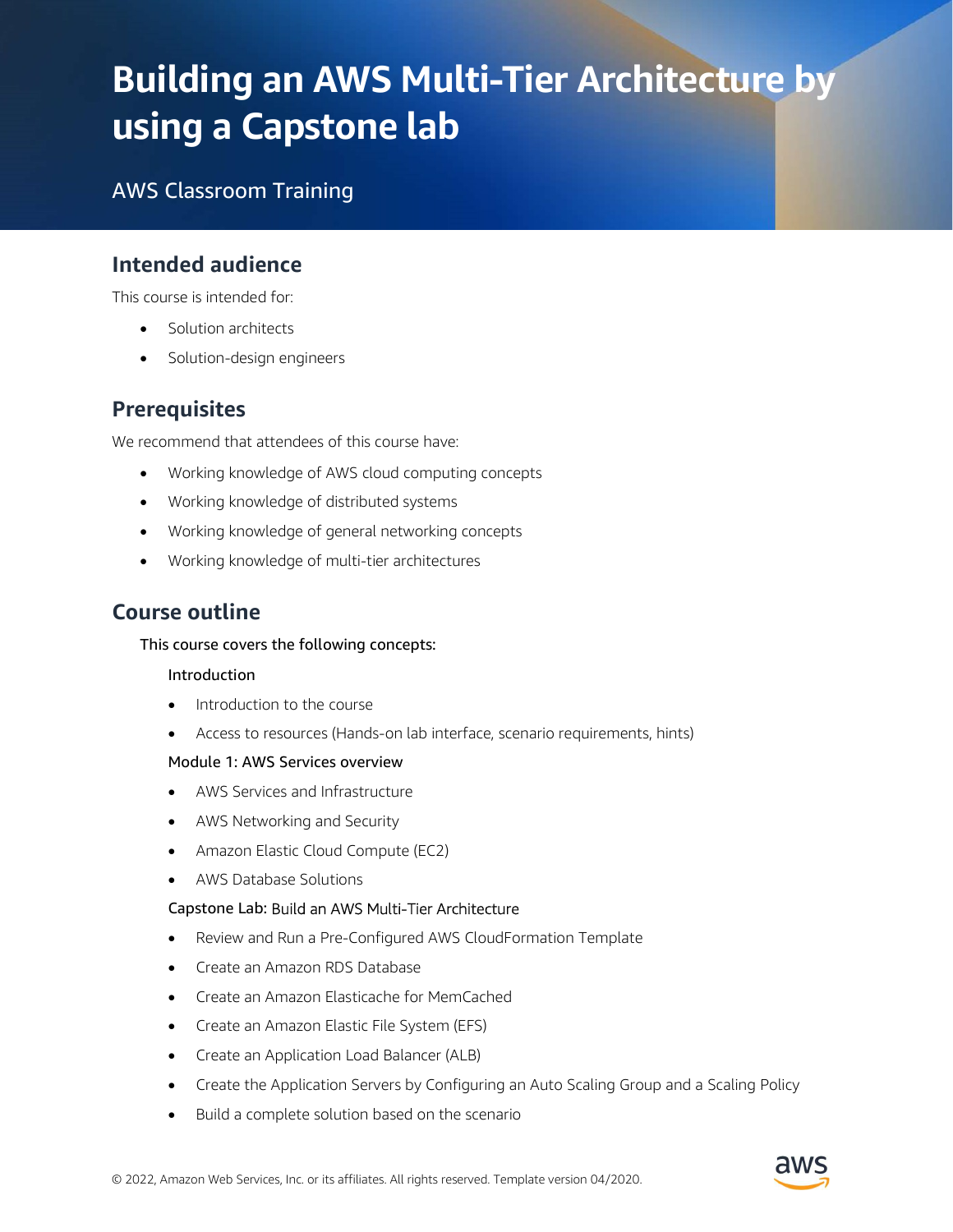# Building an AWS Multi-Tier Architecture by using a Capstone lab

AWS Classroom Training

## Intended audience

This course is intended for:

- Solution architects
- Solution-design engineers

## Prerequisites

We recommend that attendees of this course have:

- Working knowledge of AWS cloud computing concepts
- Working knowledge of distributed systems
- Working knowledge of general networking concepts
- Working knowledge of multi-tier architectures

## Course outline

This course covers the following concepts:

Introduction

- Introduction to the course
- Access to resources (Hands-on lab interface, scenario requirements, hints)

Module 1: AWS Services overview

- AWS Services and Infrastructure
- AWS Networking and Security
- Amazon Elastic Cloud Compute (EC2)
- AWS Database Solutions

Capstone Lab: Build an AWS Multi-Tier Architecture

- Review and Run a Pre-Configured AWS CloudFormation Template
- Create an Amazon RDS Database
- Create an Amazon Elasticache for MemCached
- Create an Amazon Elastic File System (EFS)
- Create an Application Load Balancer (ALB)
- Create the Application Servers by Configuring an Auto Scaling Group and a Scaling Policy
- Build a complete solution based on the scenario

© 2022, Amazon Web Services, Inc. or its affiliates. All rights reserved. Template version 04/2020.